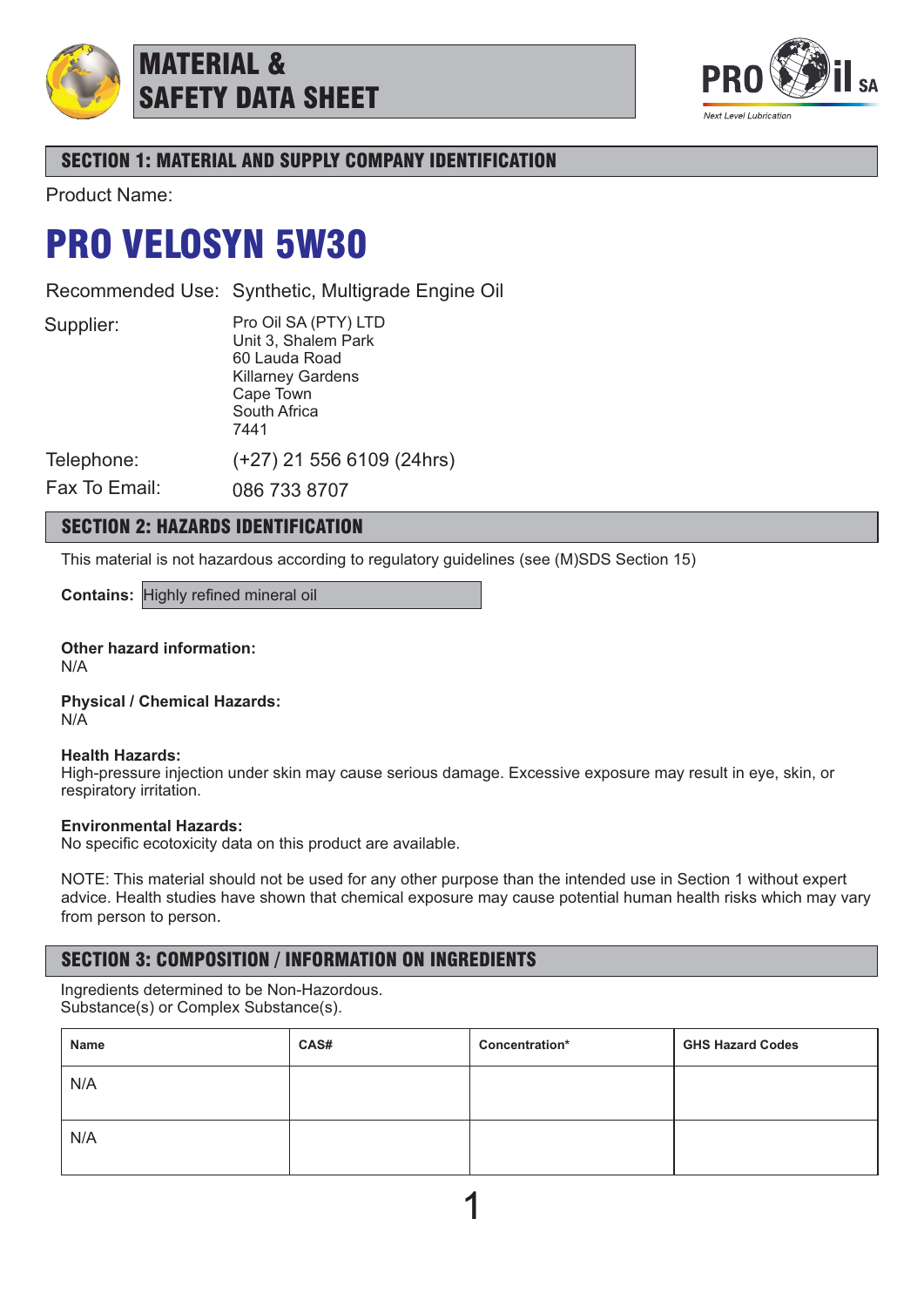# MATERIAL & SAFETY DATA SHEET

## SECTION 1: MATERIAL AND SUPPLY COMPANY IDENTIFICATION

Product Name:

# PRO VELOSYN 5W30

Recommended Use: Synthetic, Multigrade Engine Oil

Supplier:
Pro Oil SA (PTY) LTD
Unit 3, Shalem Park
60 Lauda Road
Killarney Gardens
Cape Town
South Africa
7441

Telephone: (+27) 21 556 6109 (24hrs)

Fax To Email: 086 733 8707

## SECTION 2: HAZARDS IDENTIFICATION

This material is not hazardous according to regulatory guidelines (see (M)SDS Section 15)

**Contains:** Highly refined mineral oil

**Other hazard information:**
N/A

**Physical / Chemical Hazards:**
N/A

**Health Hazards:**
High-pressure injection under skin may cause serious damage. Excessive exposure may result in eye, skin, or respiratory irritation.

**Environmental Hazards:**
No specific ecotoxicity data on this product are available.

NOTE: This material should not be used for any other purpose than the intended use in Section 1 without expert advice. Health studies have shown that chemical exposure may cause potential human health risks which may vary from person to person.

## SECTION 3: COMPOSITION / INFORMATION ON INGREDIENTS

Ingredients determined to be Non-Hazordous.
Substance(s) or Complex Substance(s).

| Name | CAS# | Concentration* | GHS Hazard Codes |
|---|---|---|---|
| N/A | | | |
| N/A | | | |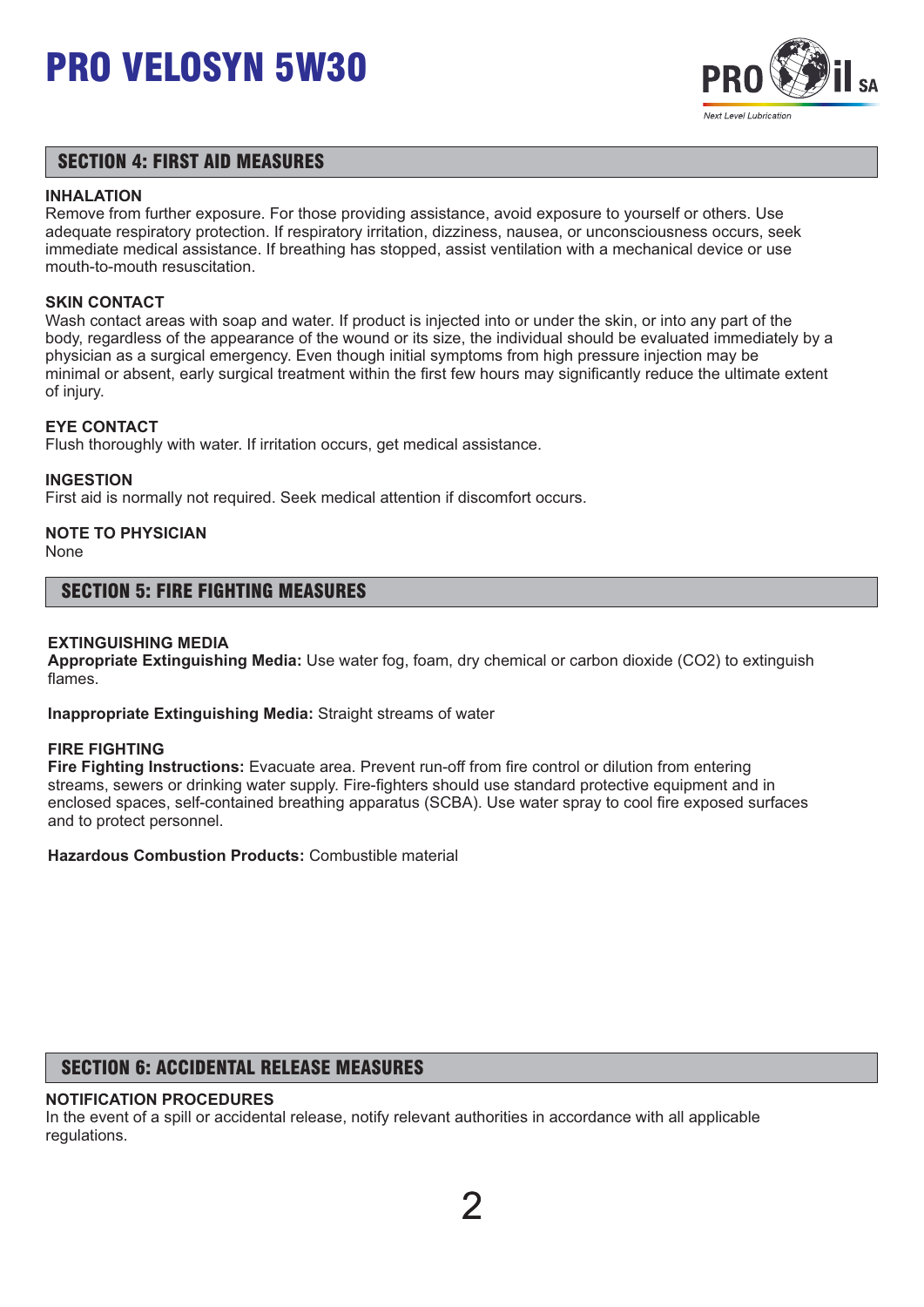## SECTION 4: FIRST AID MEASURES

**INHALATION**
Remove from further exposure. For those providing assistance, avoid exposure to yourself or others. Use adequate respiratory protection. If respiratory irritation, dizziness, nausea, or unconsciousness occurs, seek immediate medical assistance. If breathing has stopped, assist ventilation with a mechanical device or use mouth-to-mouth resuscitation.

**SKIN CONTACT**
Wash contact areas with soap and water. If product is injected into or under the skin, or into any part of the body, regardless of the appearance of the wound or its size, the individual should be evaluated immediately by a physician as a surgical emergency. Even though initial symptoms from high pressure injection may be minimal or absent, early surgical treatment within the first few hours may significantly reduce the ultimate extent of injury.

**EYE CONTACT**
Flush thoroughly with water. If irritation occurs, get medical assistance.

**INGESTION**
First aid is normally not required. Seek medical attention if discomfort occurs.

**NOTE TO PHYSICIAN**
None

## SECTION 5: FIRE FIGHTING MEASURES

**EXTINGUISHING MEDIA**
**Appropriate Extinguishing Media:** Use water fog, foam, dry chemical or carbon dioxide ($CO_2$) to extinguish flames.

**Inappropriate Extinguishing Media:** Straight streams of water

**FIRE FIGHTING**
**Fire Fighting Instructions:** Evacuate area. Prevent run-off from fire control or dilution from entering streams, sewers or drinking water supply. Fire-fighters should use standard protective equipment and in enclosed spaces, self-contained breathing apparatus (SCBA). Use water spray to cool fire exposed surfaces and to protect personnel.

**Hazardous Combustion Products:** Combustible material

## SECTION 6: ACCIDENTAL RELEASE MEASURES

**NOTIFICATION PROCEDURES**
In the event of a spill or accidental release, notify relevant authorities in accordance with all applicable regulations.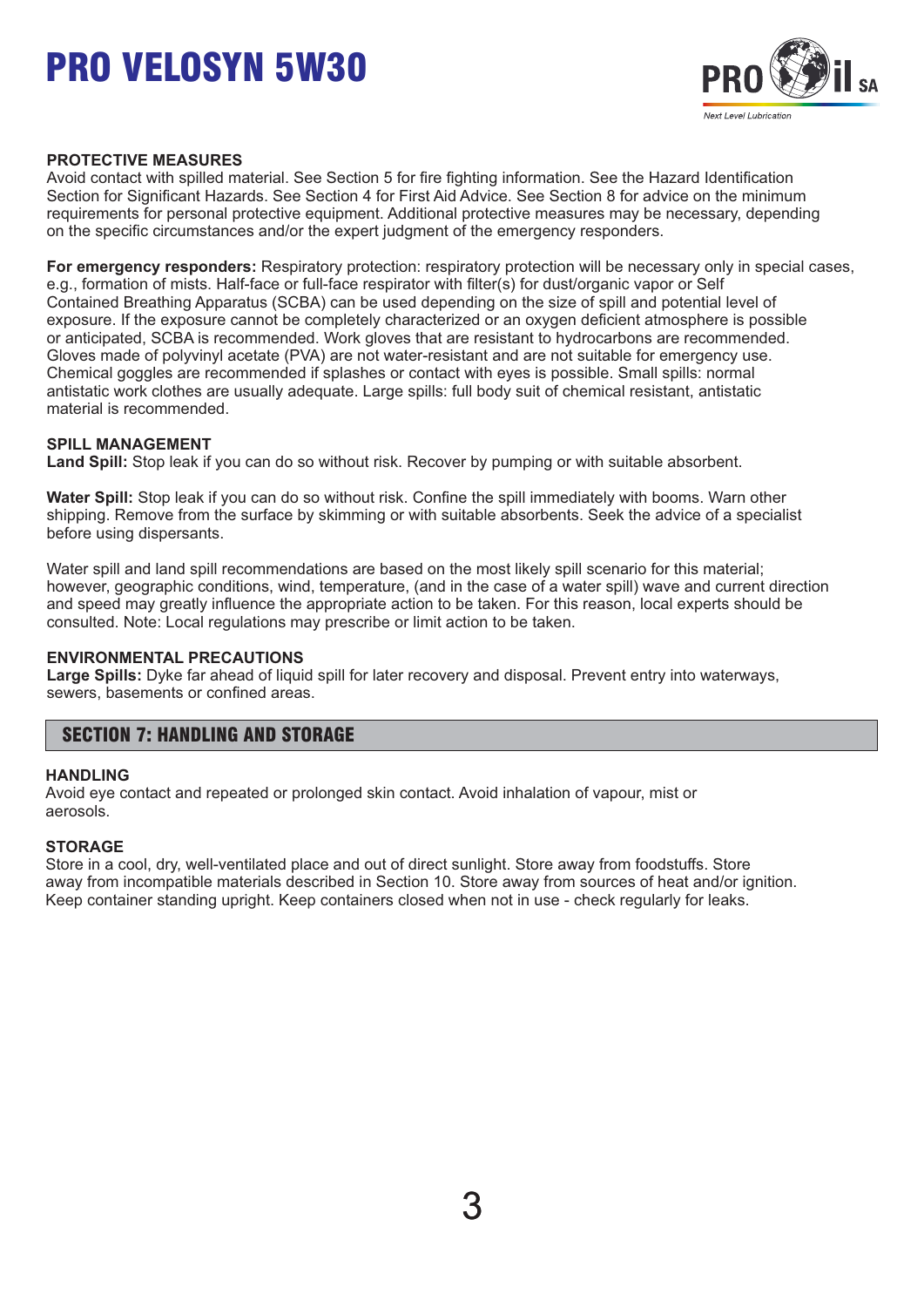**PROTECTIVE MEASURES**
Avoid contact with spilled material. See Section 5 for fire fighting information. See the Hazard Identification Section for Significant Hazards. See Section 4 for First Aid Advice. See Section 8 for advice on the minimum requirements for personal protective equipment. Additional protective measures may be necessary, depending on the specific circumstances and/or the expert judgment of the emergency responders.

**For emergency responders:** Respiratory protection: respiratory protection will be necessary only in special cases, e.g., formation of mists. Half-face or full-face respirator with filter(s) for dust/organic vapor or Self Contained Breathing Apparatus (SCBA) can be used depending on the size of spill and potential level of exposure. If the exposure cannot be completely characterized or an oxygen deficient atmosphere is possible or anticipated, SCBA is recommended. Work gloves that are resistant to hydrocarbons are recommended. Gloves made of polyvinyl acetate (PVA) are not water-resistant and are not suitable for emergency use. Chemical goggles are recommended if splashes or contact with eyes is possible. Small spills: normal antistatic work clothes are usually adequate. Large spills: full body suit of chemical resistant, antistatic material is recommended.

**SPILL MANAGEMENT**
**Land Spill:** Stop leak if you can do so without risk. Recover by pumping or with suitable absorbent.

**Water Spill:** Stop leak if you can do so without risk. Confine the spill immediately with booms. Warn other shipping. Remove from the surface by skimming or with suitable absorbents. Seek the advice of a specialist before using dispersants.

Water spill and land spill recommendations are based on the most likely spill scenario for this material; however, geographic conditions, wind, temperature, (and in the case of a water spill) wave and current direction and speed may greatly influence the appropriate action to be taken. For this reason, local experts should be consulted. Note: Local regulations may prescribe or limit action to be taken.

**ENVIRONMENTAL PRECAUTIONS**
**Large Spills:** Dyke far ahead of liquid spill for later recovery and disposal. Prevent entry into waterways, sewers, basements or confined areas.

## SECTION 7: HANDLING AND STORAGE

**HANDLING**
Avoid eye contact and repeated or prolonged skin contact. Avoid inhalation of vapour, mist or aerosols.

**STORAGE**
Store in a cool, dry, well-ventilated place and out of direct sunlight. Store away from foodstuffs. Store away from incompatible materials described in Section 10. Store away from sources of heat and/or ignition. Keep container standing upright. Keep containers closed when not in use - check regularly for leaks.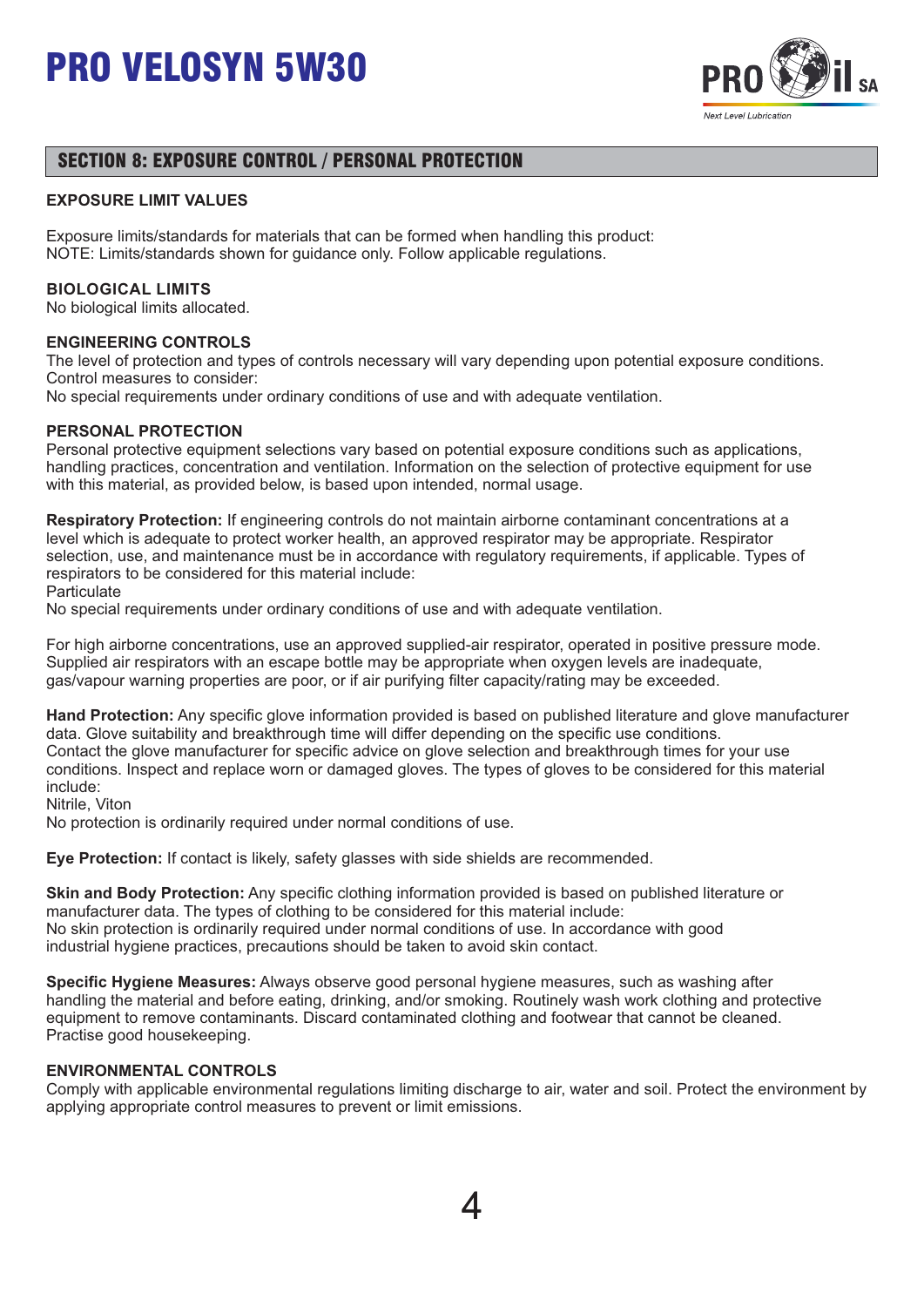## SECTION 8: EXPOSURE CONTROL / PERSONAL PROTECTION

### EXPOSURE LIMIT VALUES

Exposure limits/standards for materials that can be formed when handling this product:
NOTE: Limits/standards shown for guidance only. Follow applicable regulations.

### BIOLOGICAL LIMITS

No biological limits allocated.

### ENGINEERING CONTROLS

The level of protection and types of controls necessary will vary depending upon potential exposure conditions.
Control measures to consider:
No special requirements under ordinary conditions of use and with adequate ventilation.

### PERSONAL PROTECTION

Personal protective equipment selections vary based on potential exposure conditions such as applications, handling practices, concentration and ventilation. Information on the selection of protective equipment for use with this material, as provided below, is based upon intended, normal usage.

**Respiratory Protection:** If engineering controls do not maintain airborne contaminant concentrations at a level which is adequate to protect worker health, an approved respirator may be appropriate. Respirator selection, use, and maintenance must be in accordance with regulatory requirements, if applicable. Types of respirators to be considered for this material include:
Particulate
No special requirements under ordinary conditions of use and with adequate ventilation.

For high airborne concentrations, use an approved supplied-air respirator, operated in positive pressure mode. Supplied air respirators with an escape bottle may be appropriate when oxygen levels are inadequate, gas/vapour warning properties are poor, or if air purifying filter capacity/rating may be exceeded.

**Hand Protection:** Any specific glove information provided is based on published literature and glove manufacturer data. Glove suitability and breakthrough time will differ depending on the specific use conditions.
Contact the glove manufacturer for specific advice on glove selection and breakthrough times for your use conditions. Inspect and replace worn or damaged gloves. The types of gloves to be considered for this material include:
Nitrile, Viton
No protection is ordinarily required under normal conditions of use.

**Eye Protection:** If contact is likely, safety glasses with side shields are recommended.

**Skin and Body Protection:** Any specific clothing information provided is based on published literature or manufacturer data. The types of clothing to be considered for this material include:
No skin protection is ordinarily required under normal conditions of use. In accordance with good industrial hygiene practices, precautions should be taken to avoid skin contact.

**Specific Hygiene Measures:** Always observe good personal hygiene measures, such as washing after handling the material and before eating, drinking, and/or smoking. Routinely wash work clothing and protective equipment to remove contaminants. Discard contaminated clothing and footwear that cannot be cleaned.
Practise good housekeeping.

### ENVIRONMENTAL CONTROLS

Comply with applicable environmental regulations limiting discharge to air, water and soil. Protect the environment by applying appropriate control measures to prevent or limit emissions.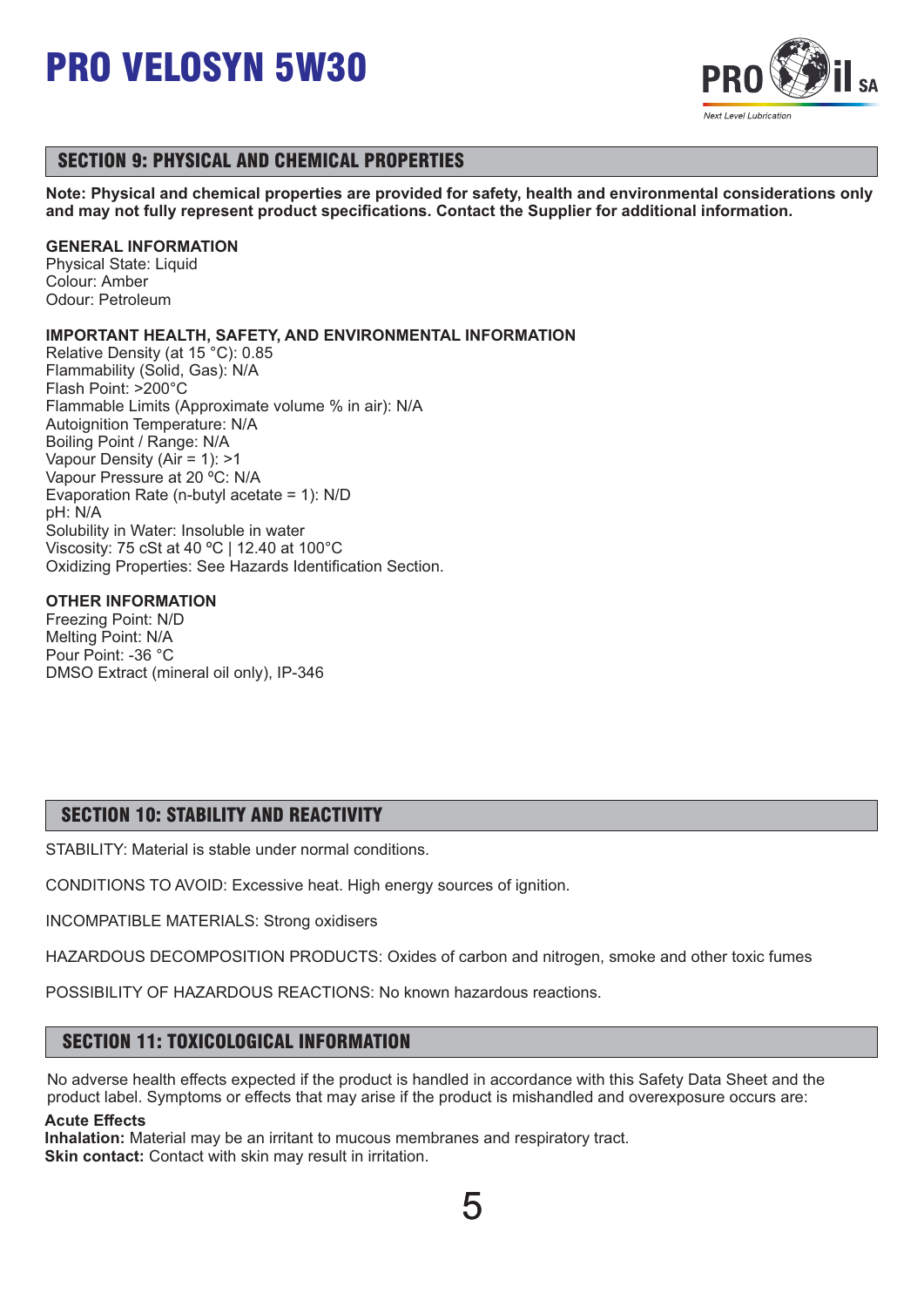## SECTION 9: PHYSICAL AND CHEMICAL PROPERTIES

**Note: Physical and chemical properties are provided for safety, health and environmental considerations only and may not fully represent product specifications. Contact the Supplier for additional information.**

**GENERAL INFORMATION**
Physical State: Liquid
Colour: Amber
Odour: Petroleum

**IMPORTANT HEALTH, SAFETY, AND ENVIRONMENTAL INFORMATION**
Relative Density (at 15 °C): 0.85
Flammability (Solid, Gas): N/A
Flash Point: >200°C
Flammable Limits (Approximate volume % in air): N/A
Autoignition Temperature: N/A
Boiling Point / Range: N/A
Vapour Density (Air = 1): >1
Vapour Pressure at 20 ºC: N/A
Evaporation Rate (n-butyl acetate = 1): N/D
pH: N/A
Solubility in Water: Insoluble in water
Viscosity: 75 cSt at 40 ºC | 12.40 at 100°C
Oxidizing Properties: See Hazards Identification Section.

**OTHER INFORMATION**
Freezing Point: N/D
Melting Point: N/A
Pour Point: -36 °C
DMSO Extract (mineral oil only), IP-346

## SECTION 10: STABILITY AND REACTIVITY

STABILITY: Material is stable under normal conditions.

CONDITIONS TO AVOID: Excessive heat. High energy sources of ignition.

INCOMPATIBLE MATERIALS: Strong oxidisers

HAZARDOUS DECOMPOSITION PRODUCTS: Oxides of carbon and nitrogen, smoke and other toxic fumes

POSSIBILITY OF HAZARDOUS REACTIONS: No known hazardous reactions.

## SECTION 11: TOXICOLOGICAL INFORMATION

No adverse health effects expected if the product is handled in accordance with this Safety Data Sheet and the product label. Symptoms or effects that may arise if the product is mishandled and overexposure occurs are:

**Acute Effects**
**Inhalation:** Material may be an irritant to mucous membranes and respiratory tract.
**Skin contact:** Contact with skin may result in irritation.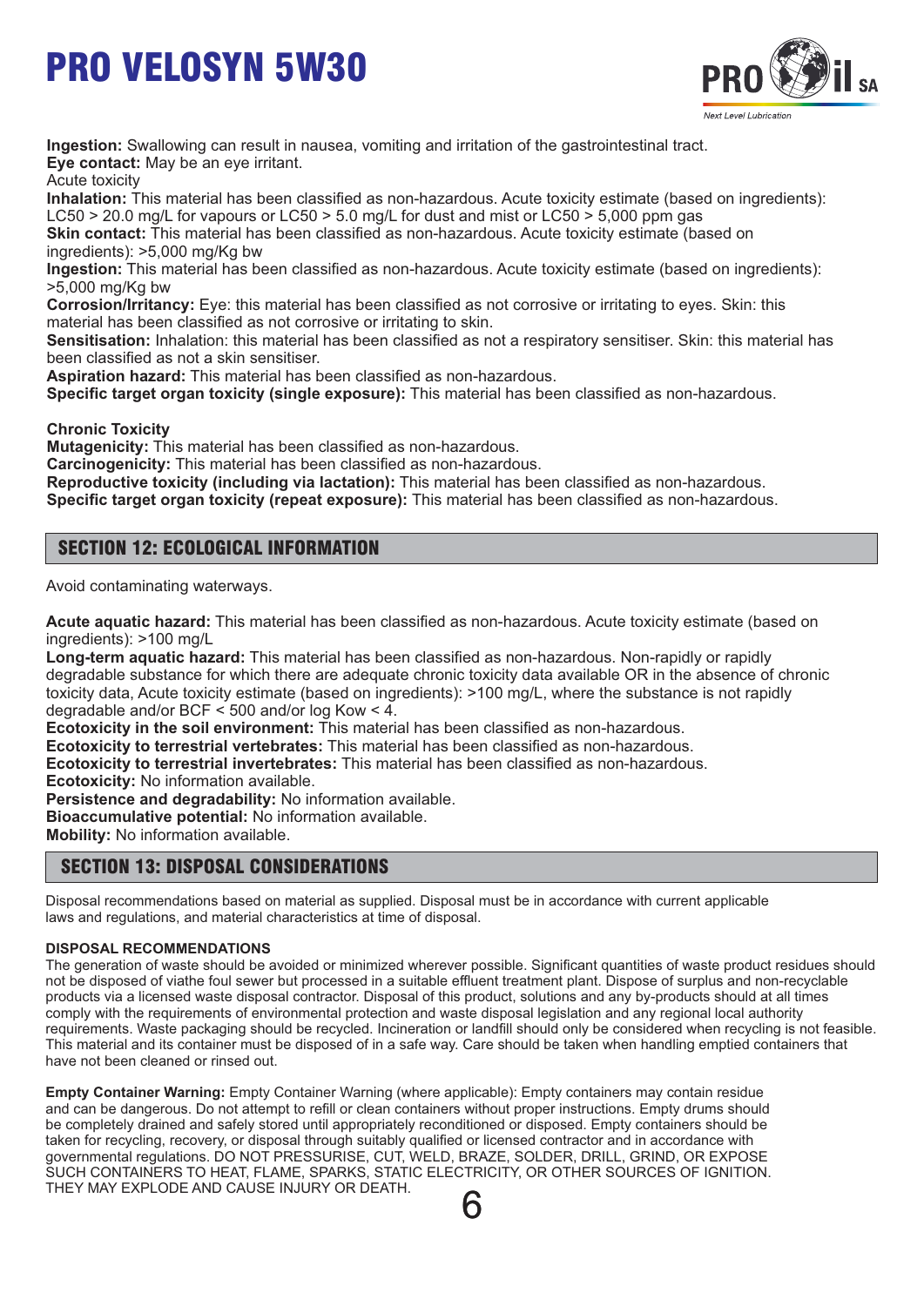**Ingestion:** Swallowing can result in nausea, vomiting and irritation of the gastrointestinal tract.
**Eye contact:** May be an eye irritant.
Acute toxicity
**Inhalation:** This material has been classified as non-hazardous. Acute toxicity estimate (based on ingredients): LC50 > 20.0 mg/L for vapours or LC50 > 5.0 mg/L for dust and mist or LC50 > 5,000 ppm gas
**Skin contact:** This material has been classified as non-hazardous. Acute toxicity estimate (based on ingredients): >5,000 mg/Kg bw
**Ingestion:** This material has been classified as non-hazardous. Acute toxicity estimate (based on ingredients): >5,000 mg/Kg bw
**Corrosion/Irritancy:** Eye: this material has been classified as not corrosive or irritating to eyes. Skin: this material has been classified as not corrosive or irritating to skin.
**Sensitisation:** Inhalation: this material has been classified as not a respiratory sensitiser. Skin: this material has been classified as not a skin sensitiser.
**Aspiration hazard:** This material has been classified as non-hazardous.
**Specific target organ toxicity (single exposure):** This material has been classified as non-hazardous.

**Chronic Toxicity**
**Mutagenicity:** This material has been classified as non-hazardous.
**Carcinogenicity:** This material has been classified as non-hazardous.
**Reproductive toxicity (including via lactation):** This material has been classified as non-hazardous.
**Specific target organ toxicity (repeat exposure):** This material has been classified as non-hazardous.

## SECTION 12: ECOLOGICAL INFORMATION

Avoid contaminating waterways.

**Acute aquatic hazard:** This material has been classified as non-hazardous. Acute toxicity estimate (based on ingredients): >100 mg/L
**Long-term aquatic hazard:** This material has been classified as non-hazardous. Non-rapidly or rapidly degradable substance for which there are adequate chronic toxicity data available OR in the absence of chronic toxicity data, Acute toxicity estimate (based on ingredients): >100 mg/L, where the substance is not rapidly degradable and/or BCF < 500 and/or log Kow < 4.
**Ecotoxicity in the soil environment:** This material has been classified as non-hazardous.
**Ecotoxicity to terrestrial vertebrates:** This material has been classified as non-hazardous.
**Ecotoxicity to terrestrial invertebrates:** This material has been classified as non-hazardous.
**Ecotoxicity:** No information available.
**Persistence and degradability:** No information available.
**Bioaccumulative potential:** No information available.
**Mobility:** No information available.

## SECTION 13: DISPOSAL CONSIDERATIONS

Disposal recommendations based on material as supplied. Disposal must be in accordance with current applicable laws and regulations, and material characteristics at time of disposal.

**DISPOSAL RECOMMENDATIONS**
The generation of waste should be avoided or minimized wherever possible. Significant quantities of waste product residues should not be disposed of viathe foul sewer but processed in a suitable effluent treatment plant. Dispose of surplus and non-recyclable products via a licensed waste disposal contractor. Disposal of this product, solutions and any by-products should at all times comply with the requirements of environmental protection and waste disposal legislation and any regional local authority requirements. Waste packaging should be recycled. Incineration or landfill should only be considered when recycling is not feasible. This material and its container must be disposed of in a safe way. Care should be taken when handling emptied containers that have not been cleaned or rinsed out.

**Empty Container Warning:** Empty Container Warning (where applicable): Empty containers may contain residue and can be dangerous. Do not attempt to refill or clean containers without proper instructions. Empty drums should be completely drained and safely stored until appropriately reconditioned or disposed. Empty containers should be taken for recycling, recovery, or disposal through suitably qualified or licensed contractor and in accordance with governmental regulations. DO NOT PRESSURISE, CUT, WELD, BRAZE, SOLDER, DRILL, GRIND, OR EXPOSE SUCH CONTAINERS TO HEAT, FLAME, SPARKS, STATIC ELECTRICITY, OR OTHER SOURCES OF IGNITION. THEY MAY EXPLODE AND CAUSE INJURY OR DEATH.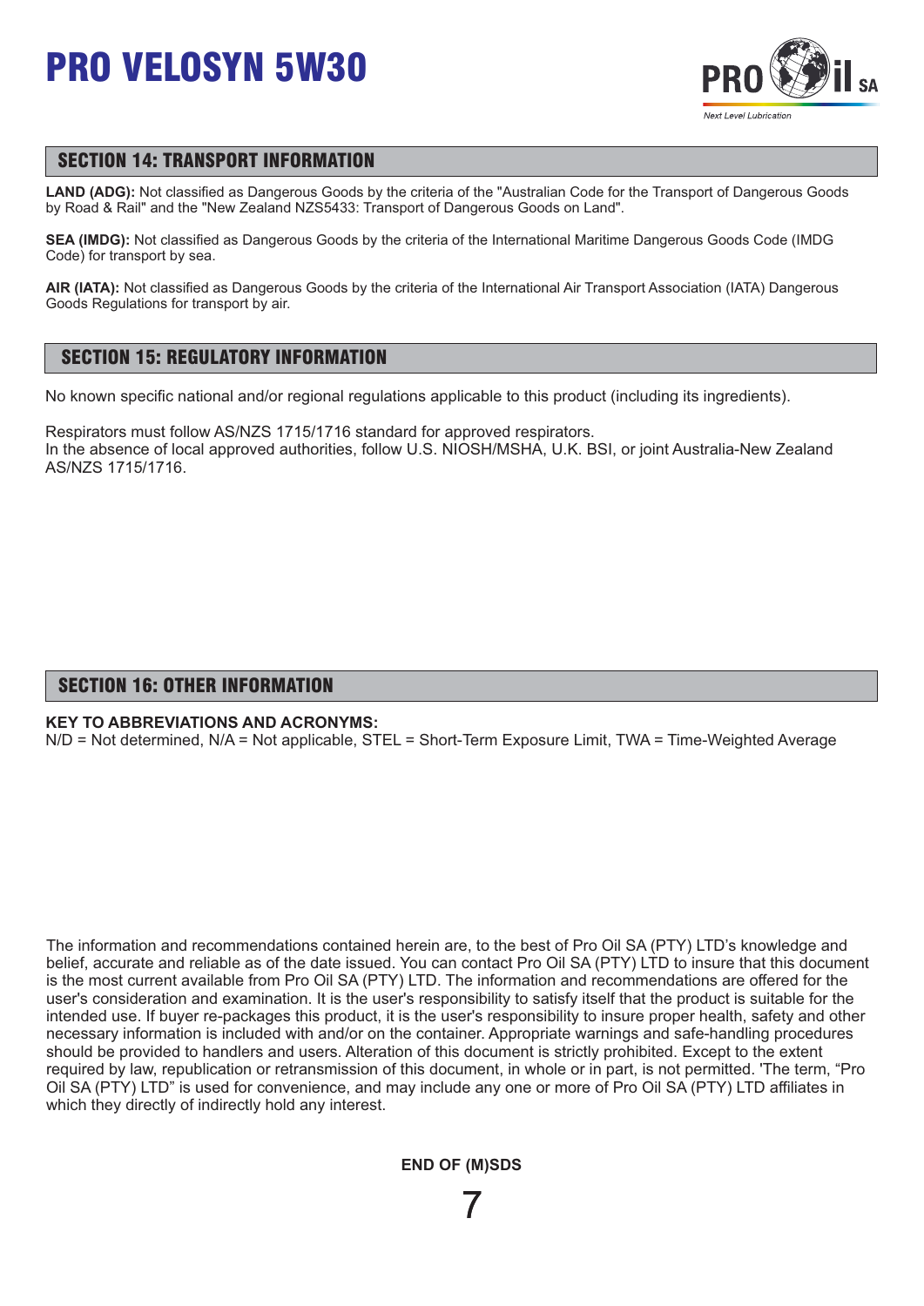## SECTION 14: TRANSPORT INFORMATION

**LAND (ADG):** Not classified as Dangerous Goods by the criteria of the "Australian Code for the Transport of Dangerous Goods by Road & Rail" and the "New Zealand NZS5433: Transport of Dangerous Goods on Land".

**SEA (IMDG):** Not classified as Dangerous Goods by the criteria of the International Maritime Dangerous Goods Code (IMDG Code) for transport by sea.

**AIR (IATA):** Not classified as Dangerous Goods by the criteria of the International Air Transport Association (IATA) Dangerous Goods Regulations for transport by air.

## SECTION 15: REGULATORY INFORMATION

No known specific national and/or regional regulations applicable to this product (including its ingredients).

Respirators must follow AS/NZS 1715/1716 standard for approved respirators.
In the absence of local approved authorities, follow U.S. NIOSH/MSHA, U.K. BSI, or joint Australia-New Zealand AS/NZS 1715/1716.

## SECTION 16: OTHER INFORMATION

**KEY TO ABBREVIATIONS AND ACRONYMS:**
N/D = Not determined, N/A = Not applicable, STEL = Short-Term Exposure Limit, TWA = Time-Weighted Average

The information and recommendations contained herein are, to the best of Pro Oil SA (PTY) LTD's knowledge and belief, accurate and reliable as of the date issued. You can contact Pro Oil SA (PTY) LTD to insure that this document is the most current available from Pro Oil SA (PTY) LTD. The information and recommendations are offered for the user's consideration and examination. It is the user's responsibility to satisfy itself that the product is suitable for the intended use. If buyer re-packages this product, it is the user's responsibility to insure proper health, safety and other necessary information is included with and/or on the container. Appropriate warnings and safe-handling procedures should be provided to handlers and users. Alteration of this document is strictly prohibited. Except to the extent required by law, republication or retransmission of this document, in whole or in part, is not permitted. 'The term, "Pro Oil SA (PTY) LTD" is used for convenience, and may include any one or more of Pro Oil SA (PTY) LTD affiliates in which they directly of indirectly hold any interest.

**END OF (M)SDS**